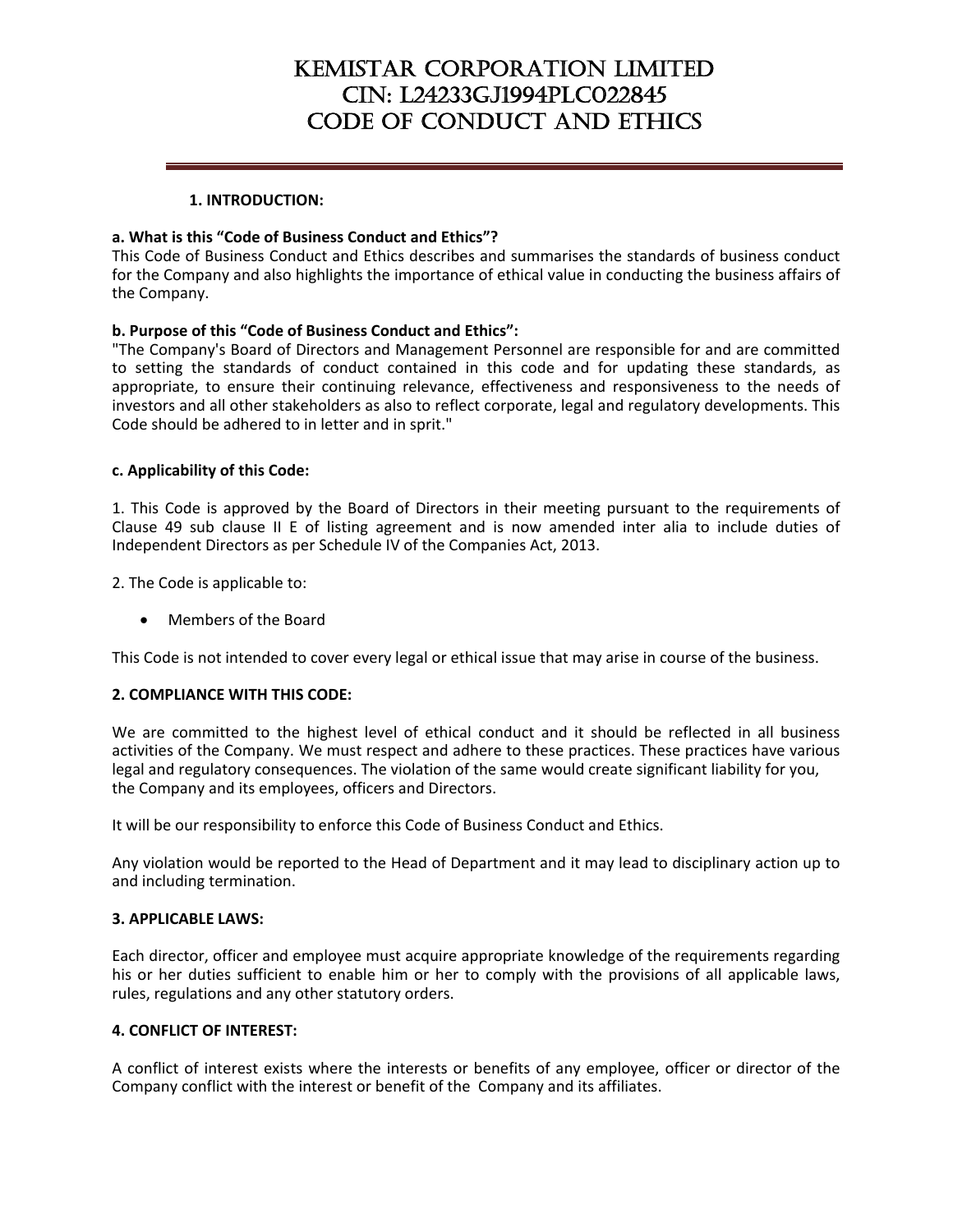# KEMISTAR CORPORATION LIMITED
# CIN: L24233GJ1994PLC022845
# CODE OF CONDUCT AND ETHICS

## 1. INTRODUCTION:

**a. What is this "Code of Business Conduct and Ethics"?**

This Code of Business Conduct and Ethics describes and summarises the standards of business conduct for the Company and also highlights the importance of ethical value in conducting the business affairs of the Company.

**b. Purpose of this "Code of Business Conduct and Ethics":**

"The Company's Board of Directors and Management Personnel are responsible for and are committed to setting the standards of conduct contained in this code and for updating these standards, as appropriate, to ensure their continuing relevance, effectiveness and responsiveness to the needs of investors and all other stakeholders as also to reflect corporate, legal and regulatory developments. This Code should be adhered to in letter and in sprit."

**c. Applicability of this Code:**

1. This Code is approved by the Board of Directors in their meeting pursuant to the requirements of Clause 49 sub clause II E of listing agreement and is now amended inter alia to include duties of Independent Directors as per Schedule IV of the Companies Act, 2013.

2. The Code is applicable to:

- Members of the Board

This Code is not intended to cover every legal or ethical issue that may arise in course of the business.

## 2. COMPLIANCE WITH THIS CODE:

We are committed to the highest level of ethical conduct and it should be reflected in all business activities of the Company. We must respect and adhere to these practices. These practices have various legal and regulatory consequences. The violation of the same would create significant liability for you, the Company and its employees, officers and Directors.

It will be our responsibility to enforce this Code of Business Conduct and Ethics.

Any violation would be reported to the Head of Department and it may lead to disciplinary action up to and including termination.

## 3. APPLICABLE LAWS:

Each director, officer and employee must acquire appropriate knowledge of the requirements regarding his or her duties sufficient to enable him or her to comply with the provisions of all applicable laws, rules, regulations and any other statutory orders.

## 4. CONFLICT OF INTEREST:

A conflict of interest exists where the interests or benefits of any employee, officer or director of the Company conflict with the interest or benefit of the Company and its affiliates.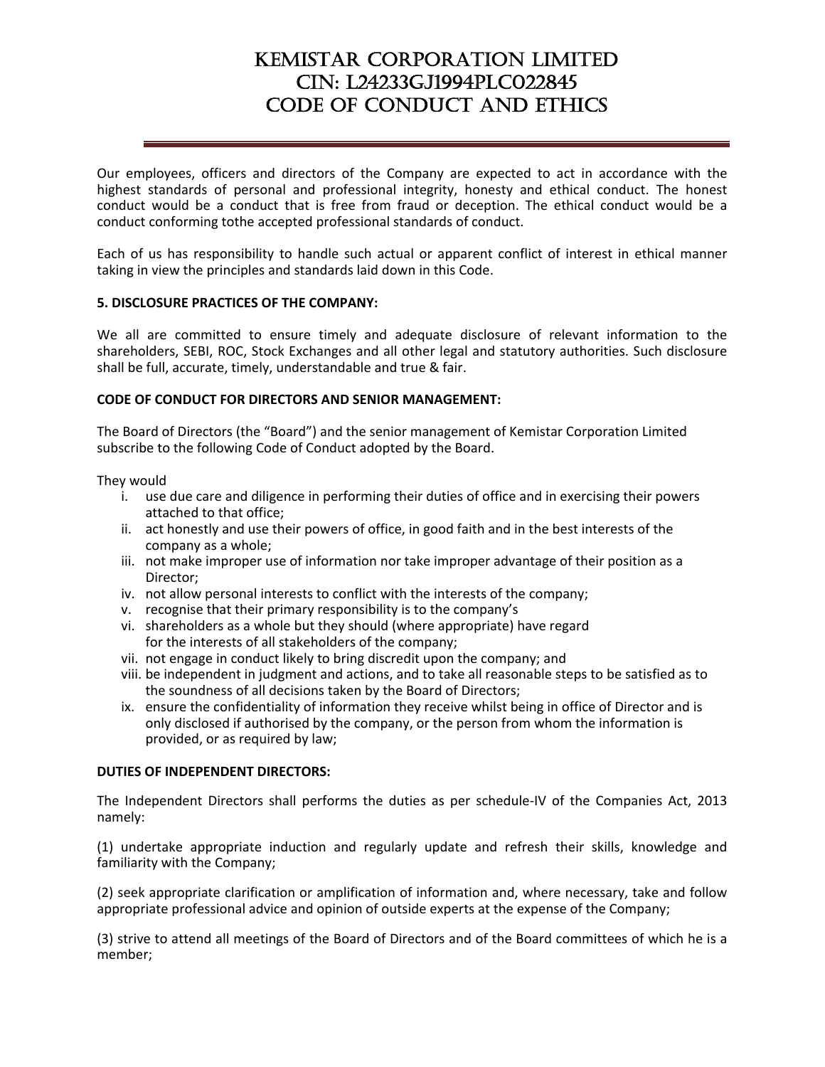Our employees, officers and directors of the Company are expected to act in accordance with the highest standards of personal and professional integrity, honesty and ethical conduct. The honest conduct would be a conduct that is free from fraud or deception. The ethical conduct would be a conduct conforming tothe accepted professional standards of conduct.

Each of us has responsibility to handle such actual or apparent conflict of interest in ethical manner taking in view the principles and standards laid down in this Code.

**5. DISCLOSURE PRACTICES OF THE COMPANY:**

We all are committed to ensure timely and adequate disclosure of relevant information to the shareholders, SEBI, ROC, Stock Exchanges and all other legal and statutory authorities. Such disclosure shall be full, accurate, timely, understandable and true & fair.

**CODE OF CONDUCT FOR DIRECTORS AND SENIOR MANAGEMENT:**

The Board of Directors (the "Board") and the senior management of Kemistar Corporation Limited subscribe to the following Code of Conduct adopted by the Board.

They would

i. use due care and diligence in performing their duties of office and in exercising their powers attached to that office;
ii. act honestly and use their powers of office, in good faith and in the best interests of the company as a whole;
iii. not make improper use of information nor take improper advantage of their position as a Director;
iv. not allow personal interests to conflict with the interests of the company;
v. recognise that their primary responsibility is to the company's
vi. shareholders as a whole but they should (where appropriate) have regard for the interests of all stakeholders of the company;
vii. not engage in conduct likely to bring discredit upon the company; and
viii. be independent in judgment and actions, and to take all reasonable steps to be satisfied as to the soundness of all decisions taken by the Board of Directors;
ix. ensure the confidentiality of information they receive whilst being in office of Director and is only disclosed if authorised by the company, or the person from whom the information is provided, or as required by law;

**DUTIES OF INDEPENDENT DIRECTORS:**

The Independent Directors shall performs the duties as per schedule-IV of the Companies Act, 2013 namely:

(1) undertake appropriate induction and regularly update and refresh their skills, knowledge and familiarity with the Company;

(2) seek appropriate clarification or amplification of information and, where necessary, take and follow appropriate professional advice and opinion of outside experts at the expense of the Company;

(3) strive to attend all meetings of the Board of Directors and of the Board committees of which he is a member;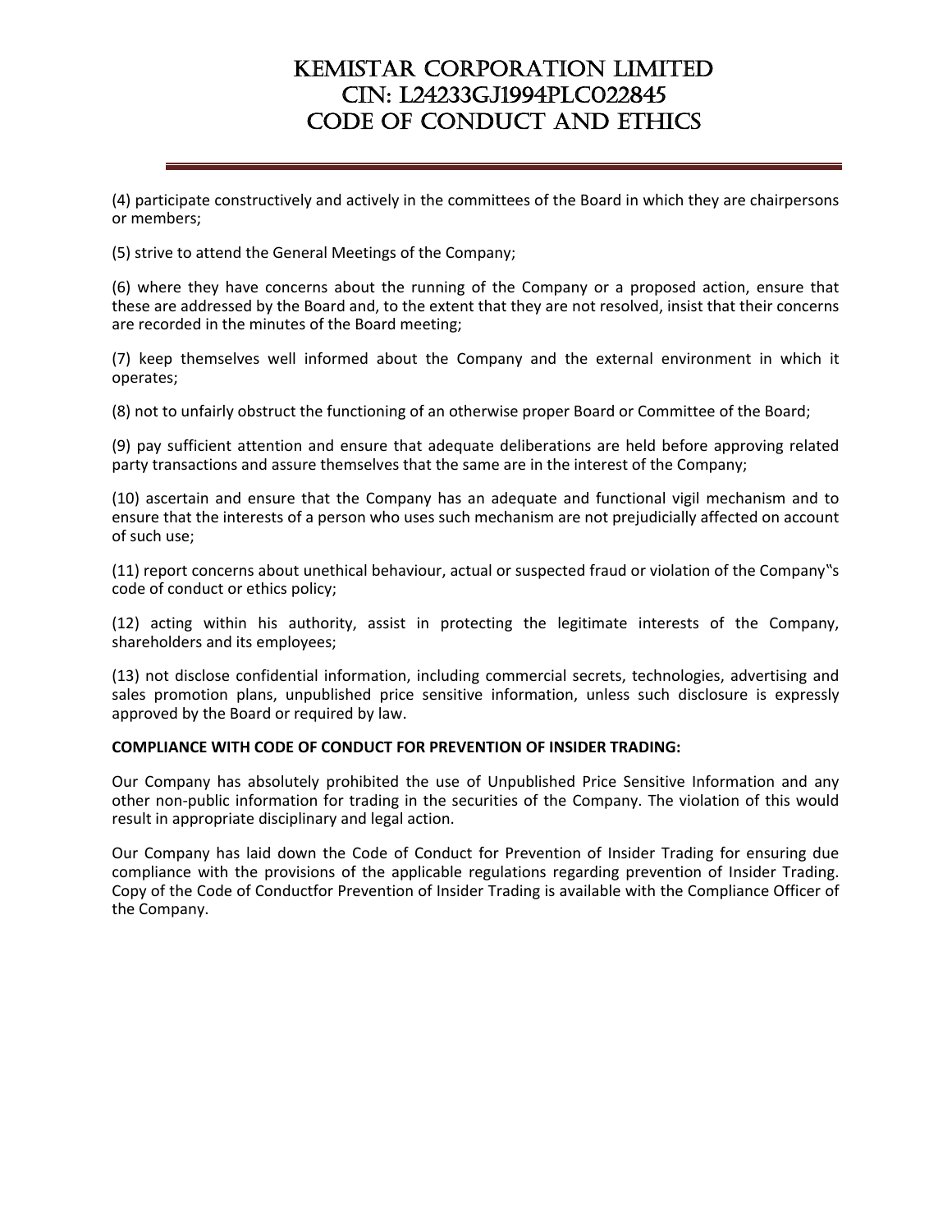(4) participate constructively and actively in the committees of the Board in which they are chairpersons or members;

(5) strive to attend the General Meetings of the Company;

(6) where they have concerns about the running of the Company or a proposed action, ensure that these are addressed by the Board and, to the extent that they are not resolved, insist that their concerns are recorded in the minutes of the Board meeting;

(7) keep themselves well informed about the Company and the external environment in which it operates;

(8) not to unfairly obstruct the functioning of an otherwise proper Board or Committee of the Board;

(9) pay sufficient attention and ensure that adequate deliberations are held before approving related party transactions and assure themselves that the same are in the interest of the Company;

(10) ascertain and ensure that the Company has an adequate and functional vigil mechanism and to ensure that the interests of a person who uses such mechanism are not prejudicially affected on account of such use;

(11) report concerns about unethical behaviour, actual or suspected fraud or violation of the Company‟s code of conduct or ethics policy;

(12) acting within his authority, assist in protecting the legitimate interests of the Company, shareholders and its employees;

(13) not disclose confidential information, including commercial secrets, technologies, advertising and sales promotion plans, unpublished price sensitive information, unless such disclosure is expressly approved by the Board or required by law.

**COMPLIANCE WITH CODE OF CONDUCT FOR PREVENTION OF INSIDER TRADING:**

Our Company has absolutely prohibited the use of Unpublished Price Sensitive Information and any other non-public information for trading in the securities of the Company. The violation of this would result in appropriate disciplinary and legal action.

Our Company has laid down the Code of Conduct for Prevention of Insider Trading for ensuring due compliance with the provisions of the applicable regulations regarding prevention of Insider Trading. Copy of the Code of Conductfor Prevention of Insider Trading is available with the Compliance Officer of the Company.